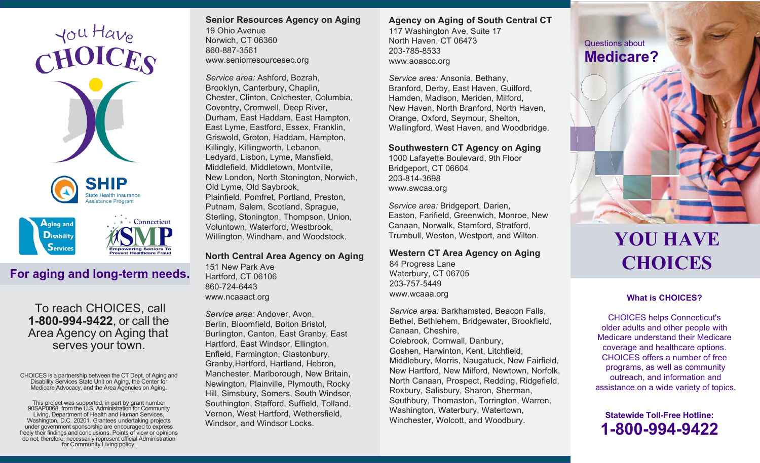# You Have CHOICES

**SHIP**
State Health Insurance Assistance Program

Aging and Disability Services

Connecticut SMP
Empowering Seniors To Prevent Healthcare Fraud

## For aging and long-term needs.

To reach CHOICES, call **1-800-994-9422**, or call the Area Agency on Aging that serves your town.

CHOICES is a partnership between the CT Dept. of Aging and Disability Services State Unit on Aging, the Center for Medicare Advocacy, and the Area Agencies on Aging.

This project was supported, in part by grant number 90SAP0068, from the U.S. Administration for Community Living, Department of Health and Human Services, Washington, D.C. 20201. Grantees undertaking projects under government sponsorship are encouraged to express freely their findings and conclusions. Points of view or opinions do not, therefore, necessarily represent official Administration for Community Living policy.

### Senior Resources Agency on Aging

19 Ohio Avenue
Norwich, CT 06360
860-887-3561
www.seniorresourcesec.org

*Service area:* Ashford, Bozrah, Brooklyn, Canterbury, Chaplin, Chester, Clinton, Colchester, Columbia, Coventry, Cromwell, Deep River, Durham, East Haddam, East Hampton, East Lyme, Eastford, Essex, Franklin, Griswold, Groton, Haddam, Hampton, Killingly, Killingworth, Lebanon, Ledyard, Lisbon, Lyme, Mansfield, Middlefield, Middletown, Montville, New London, North Stonington, Norwich, Old Lyme, Old Saybrook, Plainfield, Pomfret, Portland, Preston, Putnam, Salem, Scotland, Sprague, Sterling, Stonington, Thompson, Union, Voluntown, Waterford, Westbrook, Willington, Windham, and Woodstock.

### North Central Area Agency on Aging

151 New Park Ave
Hartford, CT 06106
860-724-6443
www.ncaaact.org

*Service area:* Andover, Avon, Berlin, Bloomfield, Bolton Bristol, Burlington, Canton, East Granby, East Hartford, East Windsor, Ellington, Enfield, Farmington, Glastonbury, Granby,Hartford, Hartland, Hebron, Manchester, Marlborough, New Britain, Newington, Plainville, Plymouth, Rocky Hill, Simsbury, Somers, South Windsor, Southington, Stafford, Suffield, Tolland, Vernon, West Hartford, Wethersfield, Windsor, and Windsor Locks.

### Agency on Aging of South Central CT

117 Washington Ave, Suite 17
North Haven, CT 06473
203-785-8533
www.aoascc.org

*Service area:* Ansonia, Bethany, Branford, Derby, East Haven, Guilford, Hamden, Madison, Meriden, Milford, New Haven, North Branford, North Haven, Orange, Oxford, Seymour, Shelton, Wallingford, West Haven, and Woodbridge.

### Southwestern CT Agency on Aging

1000 Lafayette Boulevard, 9th Floor
Bridgeport, CT 06604
203-814-3698
www.swcaa.org

*Service area:* Bridgeport, Darien, Easton, Farifield, Greenwich, Monroe, New Canaan, Norwalk, Stamford, Stratford, Trumbull, Weston, Westport, and Wilton.

### Western CT Area Agency on Aging

84 Progress Lane
Waterbury, CT 06705
203-757-5449
www.wcaaa.org

*Service area:* Barkhamsted, Beacon Falls, Bethel, Bethlehem, Bridgewater, Brookfield, Canaan, Cheshire, Colebrook, Cornwall, Danbury, Goshen, Harwinton, Kent, Litchfield, Middlebury, Morris, Naugatuck, New Fairfield, New Hartford, New Milford, Newtown, Norfolk, North Canaan, Prospect, Redding, Ridgefield, Roxbury, Salisbury, Sharon, Sherman, Southbury, Thomaston, Torrington, Warren, Washington, Waterbury, Watertown, Winchester, Wolcott, and Woodbury.

Questions about
**Medicare?**

# YOU HAVE CHOICES

### What is CHOICES?

CHOICES helps Connecticut's older adults and other people with Medicare understand their Medicare coverage and healthcare options. CHOICES offers a number of free programs, as well as community outreach, and information and assistance on a wide variety of topics.

**Statewide Toll-Free Hotline:**
**1-800-994-9422**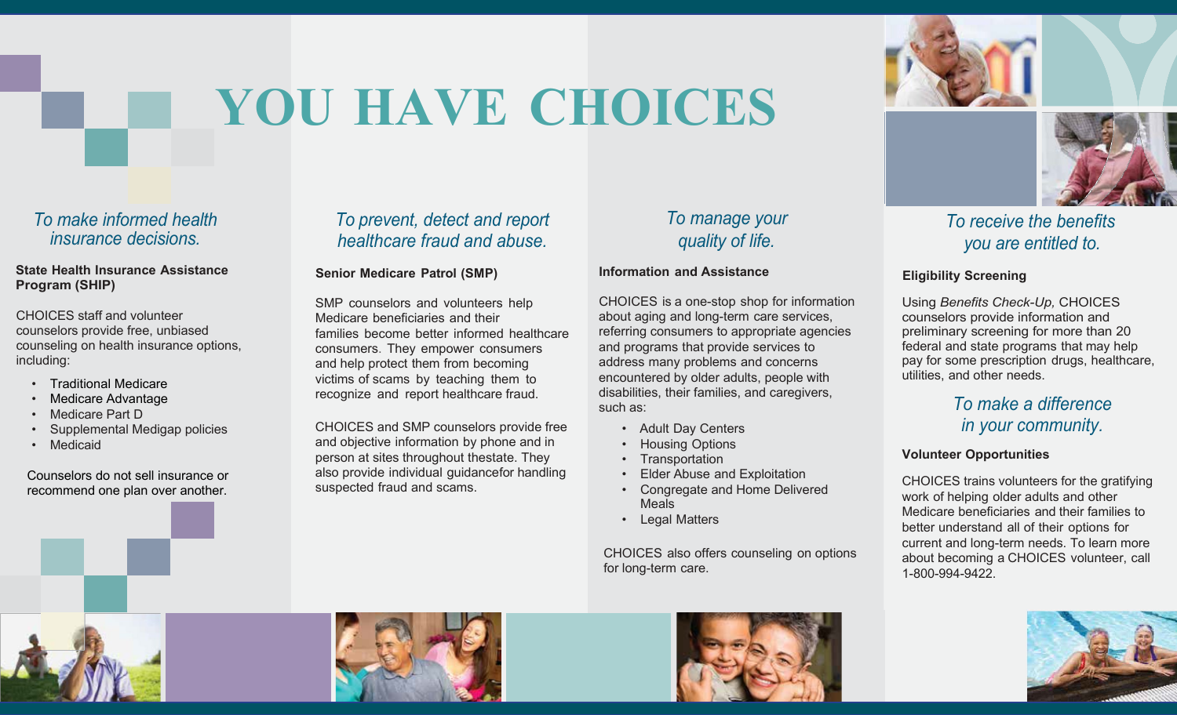# YOU HAVE CHOICES

## *To make informed health insurance decisions.*

**State Health Insurance Assistance Program (SHIP)**

CHOICES staff and volunteer counselors provide free, unbiased counseling on health insurance options, including:

- Traditional Medicare
- Medicare Advantage
- Medicare Part D
- Supplemental Medigap policies
- Medicaid

Counselors do not sell insurance or recommend one plan over another.

## *To prevent, detect and report healthcare fraud and abuse.*

**Senior Medicare Patrol (SMP)**

SMP counselors and volunteers help Medicare beneficiaries and their families become better informed healthcare consumers. They empower consumers and help protect them from becoming victims of scams by teaching them to recognize and report healthcare fraud.

CHOICES and SMP counselors provide free and objective information by phone and in person at sites throughout thestate. They also provide individual guidancefor handling suspected fraud and scams.

## *To manage your quality of life.*

**Information and Assistance**

CHOICES is a one-stop shop for information about aging and long-term care services, referring consumers to appropriate agencies and programs that provide services to address many problems and concerns encountered by older adults, people with disabilities, their families, and caregivers, such as:

- Adult Day Centers
- Housing Options
- Transportation
- Elder Abuse and Exploitation
- Congregate and Home Delivered Meals
- Legal Matters

CHOICES also offers counseling on options for long-term care.

## *To receive the benefits you are entitled to.*

**Eligibility Screening**

Using *Benefits Check-Up,* CHOICES counselors provide information and preliminary screening for more than 20 federal and state programs that may help pay for some prescription drugs, healthcare, utilities, and other needs.

## *To make a difference in your community.*

**Volunteer Opportunities**

CHOICES trains volunteers for the gratifying work of helping older adults and other Medicare beneficiaries and their families to better understand all of their options for current and long-term needs. To learn more about becoming a CHOICES volunteer, call 1-800-994-9422.